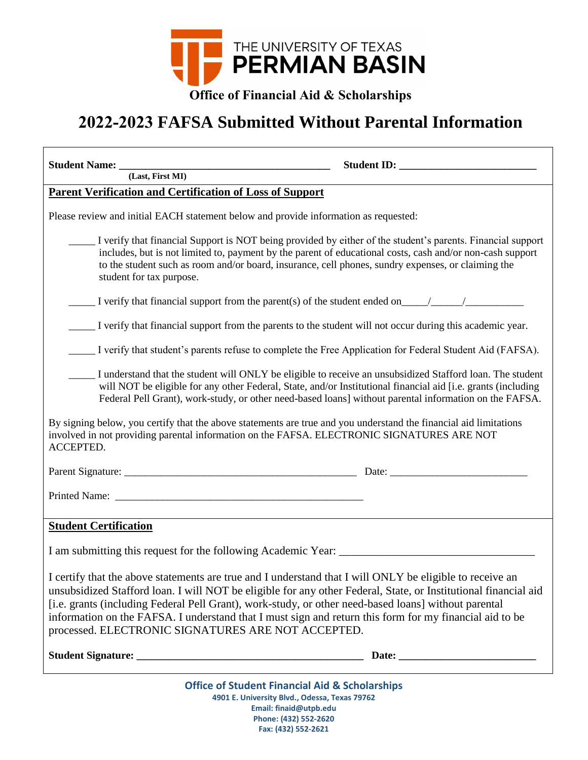THE UNIVERSITY OF TEXAS
**PERMIAN BASIN**

**Office of Financial Aid & Scholarships**

# 2022-2023 FAFSA Submitted Without Parental Information

**Student Name:** ______________________________________ **Student ID:** _________________________
**(Last, First MI)**

**Parent Verification and Certification of Loss of Support**

Please review and initial EACH statement below and provide information as requested:

_____ I verify that financial Support is NOT being provided by either of the student's parents. Financial support includes, but is not limited to, payment by the parent of educational costs, cash and/or non-cash support to the student such as room and/or board, insurance, cell phones, sundry expenses, or claiming the student for tax purpose.

_____ I verify that financial support from the parent(s) of the student ended on_____/______/___________

_____ I verify that financial support from the parents to the student will not occur during this academic year.

_____ I verify that student's parents refuse to complete the Free Application for Federal Student Aid (FAFSA).

_____ I understand that the student will ONLY be eligible to receive an unsubsidized Stafford loan. The student will NOT be eligible for any other Federal, State, and/or Institutional financial aid [i.e. grants (including Federal Pell Grant), work-study, or other need-based loans] without parental information on the FAFSA.

By signing below, you certify that the above statements are true and you understand the financial aid limitations involved in not providing parental information on the FAFSA. ELECTRONIC SIGNATURES ARE NOT ACCEPTED.

Parent Signature: ____________________________________________ Date: __________________________

Printed Name: ________________________________________________

**Student Certification**

I am submitting this request for the following Academic Year: __________________________________

I certify that the above statements are true and I understand that I will ONLY be eligible to receive an unsubsidized Stafford loan. I will NOT be eligible for any other Federal, State, or Institutional financial aid [i.e. grants (including Federal Pell Grant), work-study, or other need-based loans] without parental information on the FAFSA. I understand that I must sign and return this form for my financial aid to be processed. ELECTRONIC SIGNATURES ARE NOT ACCEPTED.

**Student Signature:** __________________________________________ **Date:** _________________________

**Office of Student Financial Aid & Scholarships**
**4901 E. University Blvd., Odessa, Texas 79762**
**Email: finaid@utpb.edu**
**Phone: (432) 552-2620**
**Fax: (432) 552-2621**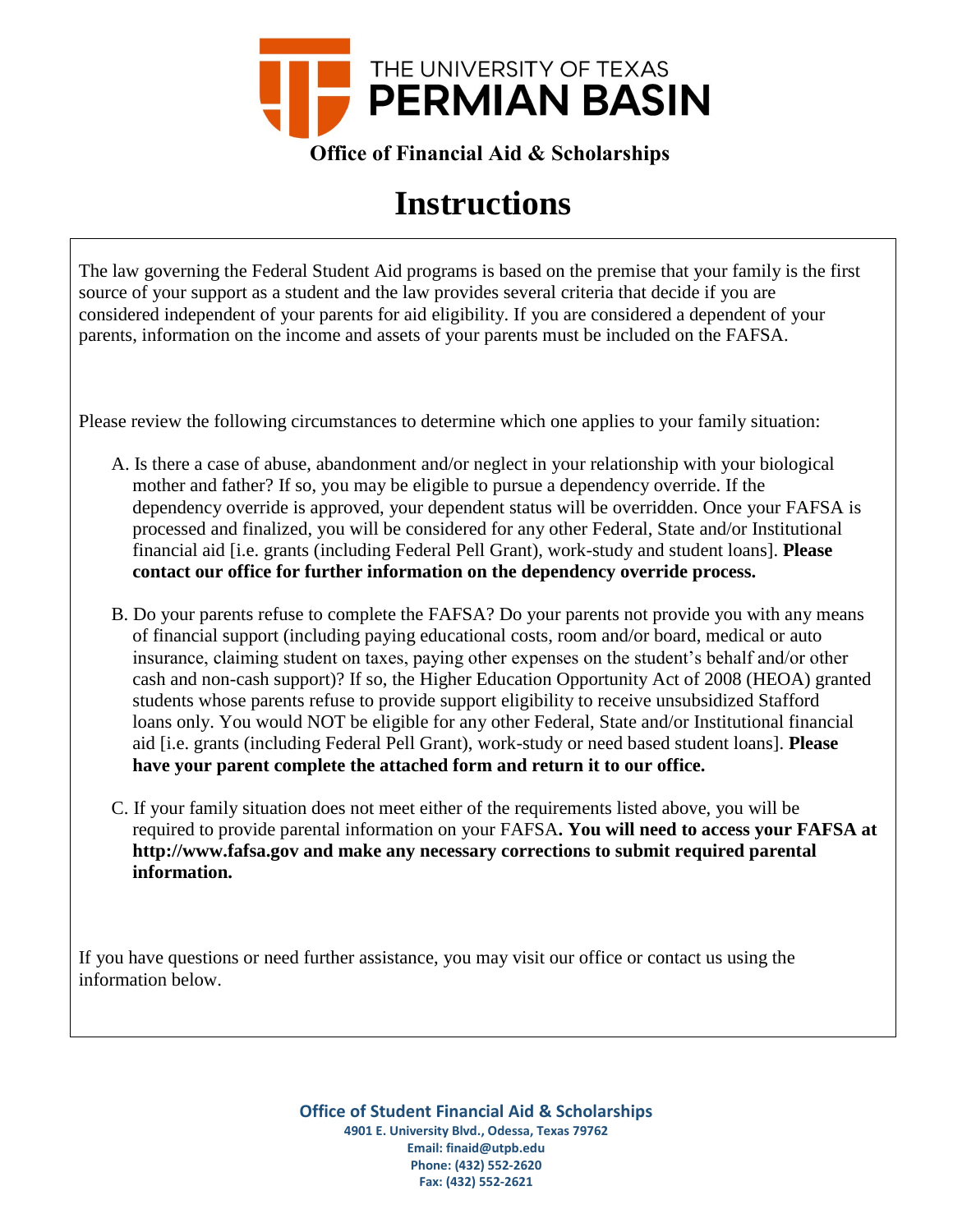THE UNIVERSITY OF TEXAS
**PERMIAN BASIN**

**Office of Financial Aid & Scholarships**

# Instructions

The law governing the Federal Student Aid programs is based on the premise that your family is the first source of your support as a student and the law provides several criteria that decide if you are considered independent of your parents for aid eligibility. If you are considered a dependent of your parents, information on the income and assets of your parents must be included on the FAFSA.

Please review the following circumstances to determine which one applies to your family situation:

A. Is there a case of abuse, abandonment and/or neglect in your relationship with your biological mother and father? If so, you may be eligible to pursue a dependency override. If the dependency override is approved, your dependent status will be overridden. Once your FAFSA is processed and finalized, you will be considered for any other Federal, State and/or Institutional financial aid [i.e. grants (including Federal Pell Grant), work-study and student loans]. **Please contact our office for further information on the dependency override process.**

B. Do your parents refuse to complete the FAFSA? Do your parents not provide you with any means of financial support (including paying educational costs, room and/or board, medical or auto insurance, claiming student on taxes, paying other expenses on the student's behalf and/or other cash and non-cash support)? If so, the Higher Education Opportunity Act of 2008 (HEOA) granted students whose parents refuse to provide support eligibility to receive unsubsidized Stafford loans only. You would NOT be eligible for any other Federal, State and/or Institutional financial aid [i.e. grants (including Federal Pell Grant), work-study or need based student loans]. **Please have your parent complete the attached form and return it to our office.**

C. If your family situation does not meet either of the requirements listed above, you will be required to provide parental information on your FAFSA**. You will need to access your FAFSA at http://www.fafsa.gov and make any necessary corrections to submit required parental information.**

If you have questions or need further assistance, you may visit our office or contact us using the information below.

**Office of Student Financial Aid & Scholarships**
**4901 E. University Blvd., Odessa, Texas 79762**
**Email: finaid@utpb.edu**
**Phone: (432) 552-2620**
**Fax: (432) 552-2621**